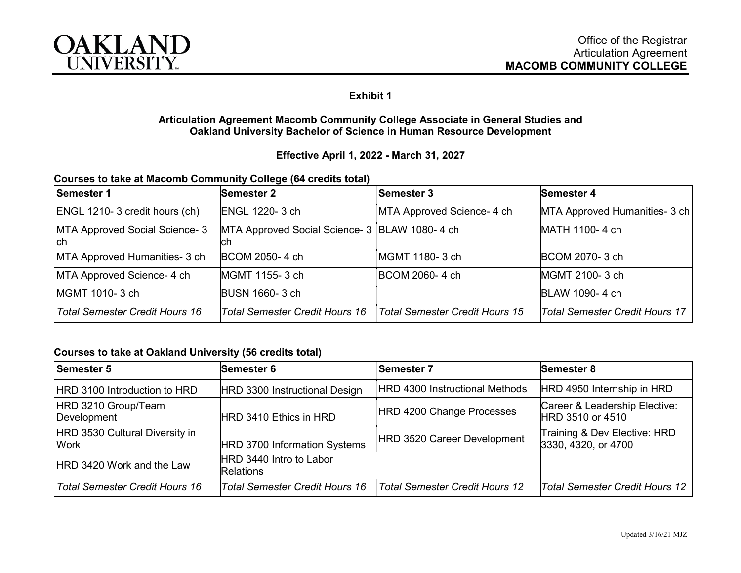OAKLAND UNIVERSITY

Office of the Registrar
Articulation Agreement
**MACOMB COMMUNITY COLLEGE**

## Exhibit 1

### Articulation Agreement Macomb Community College Associate in General Studies and Oakland University Bachelor of Science in Human Resource Development

### Effective April 1, 2022 - March 31, 2027

**Courses to take at Macomb Community College (64 credits total)**

| Semester 1 | Semester 2 | Semester 3 | Semester 4 |
|---|---|---|---|
| ENGL 1210- 3 credit hours (ch) | ENGL 1220- 3 ch | MTA Approved Science- 4 ch | MTA Approved Humanities- 3 ch |
| MTA Approved Social Science- 3 ch | MTA Approved Social Science- 3 ch | BLAW 1080- 4 ch | MATH 1100- 4 ch |
| MTA Approved Humanities- 3 ch | BCOM 2050- 4 ch | MGMT 1180- 3 ch | BCOM 2070- 3 ch |
| MTA Approved Science- 4 ch | MGMT 1155- 3 ch | BCOM 2060- 4 ch | MGMT 2100- 3 ch |
| MGMT 1010- 3 ch | BUSN 1660- 3 ch | | BLAW 1090- 4 ch |
| *Total Semester Credit Hours 16* | *Total Semester Credit Hours 16* | *Total Semester Credit Hours 15* | *Total Semester Credit Hours 17* |

**Courses to take at Oakland University (56 credits total)**

| Semester 5 | Semester 6 | Semester 7 | Semester 8 |
|---|---|---|---|
| HRD 3100 Introduction to HRD | HRD 3300 Instructional Design | HRD 4300 Instructional Methods | HRD 4950 Internship in HRD |
| HRD 3210 Group/Team Development | HRD 3410 Ethics in HRD | HRD 4200 Change Processes | Career & Leadership Elective: HRD 3510 or 4510 |
| HRD 3530 Cultural Diversity in Work | HRD 3700 Information Systems | HRD 3520 Career Development | Training & Dev Elective: HRD 3330, 4320, or 4700 |
| HRD 3420 Work and the Law | HRD 3440 Intro to Labor Relations | | |
| *Total Semester Credit Hours 16* | *Total Semester Credit Hours 16* | *Total Semester Credit Hours 12* | *Total Semester Credit Hours 12* |

Updated 3/16/21 MJZ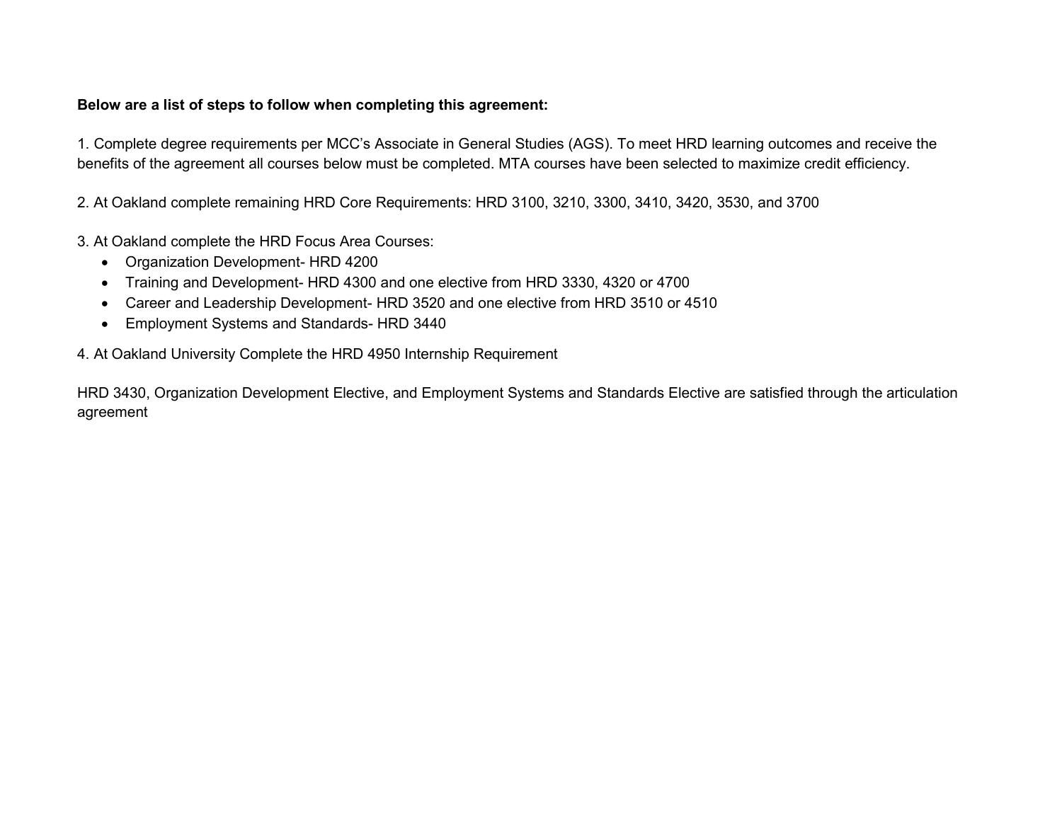**Below are a list of steps to follow when completing this agreement:**

1. Complete degree requirements per MCC's Associate in General Studies (AGS). To meet HRD learning outcomes and receive the benefits of the agreement all courses below must be completed. MTA courses have been selected to maximize credit efficiency.

2. At Oakland complete remaining HRD Core Requirements: HRD 3100, 3210, 3300, 3410, 3420, 3530, and 3700

3. At Oakland complete the HRD Focus Area Courses:
   - Organization Development- HRD 4200
   - Training and Development- HRD 4300 and one elective from HRD 3330, 4320 or 4700
   - Career and Leadership Development- HRD 3520 and one elective from HRD 3510 or 4510
   - Employment Systems and Standards- HRD 3440

4. At Oakland University Complete the HRD 4950 Internship Requirement

HRD 3430, Organization Development Elective, and Employment Systems and Standards Elective are satisfied through the articulation agreement